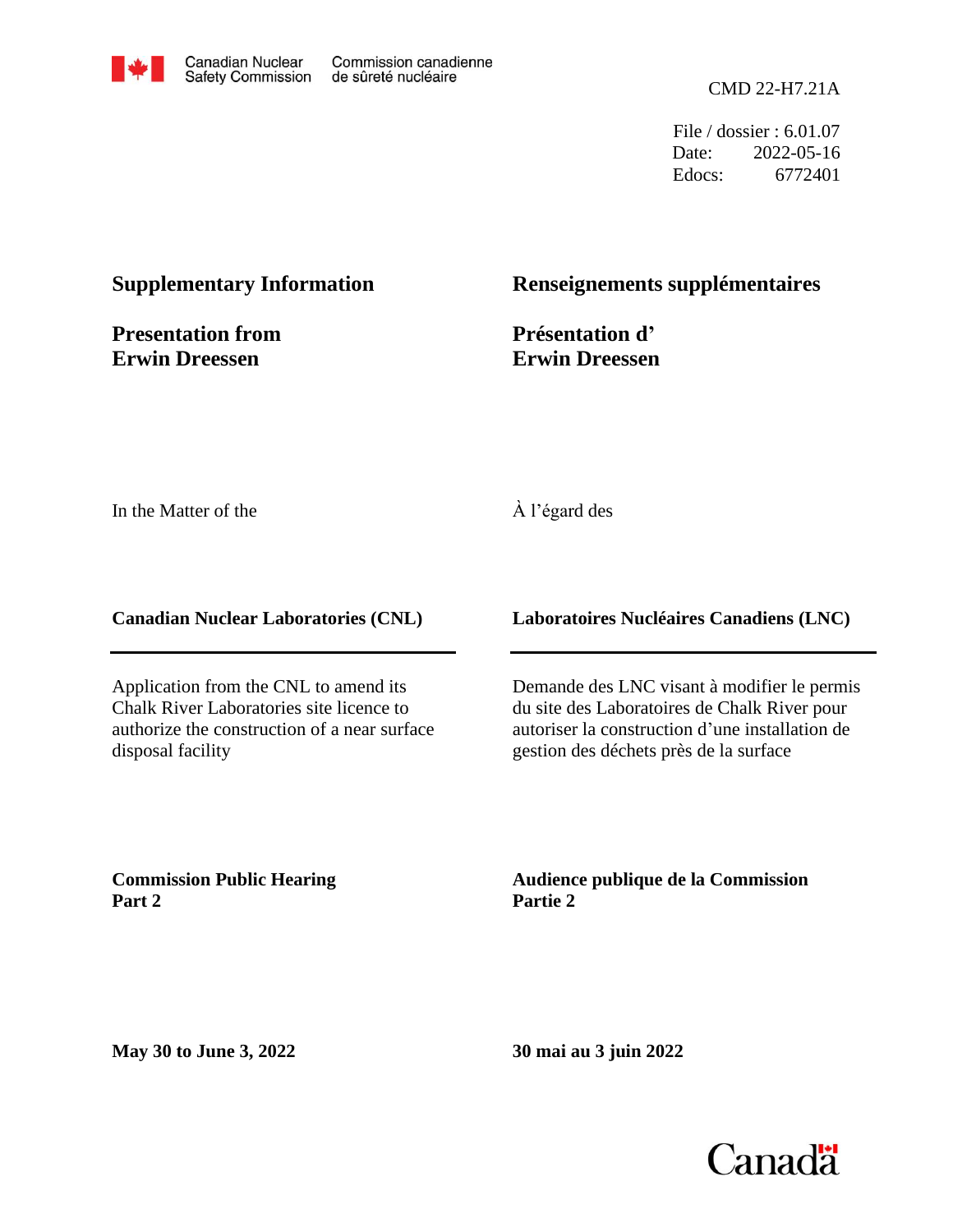Canadian Nuclear Safety Commission | Commission canadienne de sûreté nucléaire

CMD 22-H7.21A

File / dossier : 6.01.07
Date: 2022-05-16
Edocs: 6772401

## Supplementary Information

## Presentation from Erwin Dreessen

## Renseignements supplémentaires

## Présentation d' Erwin Dreessen

In the Matter of the

À l'égard des

**Canadian Nuclear Laboratories (CNL)**

**Laboratoires Nucléaires Canadiens (LNC)**

Application from the CNL to amend its Chalk River Laboratories site licence to authorize the construction of a near surface disposal facility

Demande des LNC visant à modifier le permis du site des Laboratoires de Chalk River pour autoriser la construction d'une installation de gestion des déchets près de la surface

**Commission Public Hearing Part 2**

**Audience publique de la Commission Partie 2**

**May 30 to June 3, 2022**

**30 mai au 3 juin 2022**

Canada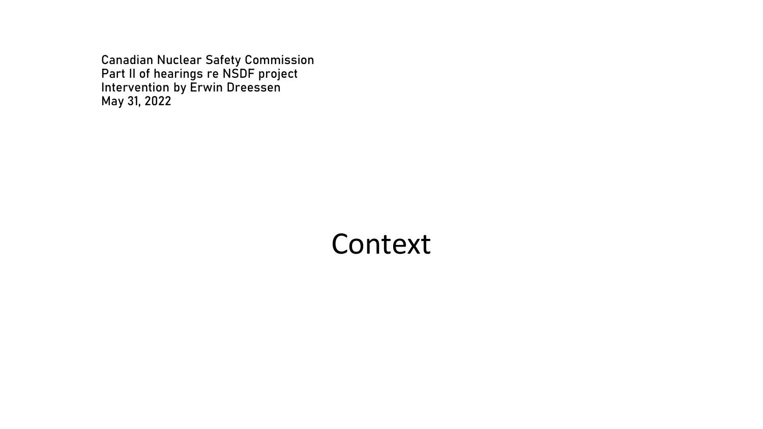Canadian Nuclear Safety Commission
Part II of hearings re NSDF project
Intervention by Erwin Dreessen
May 31, 2022

# Context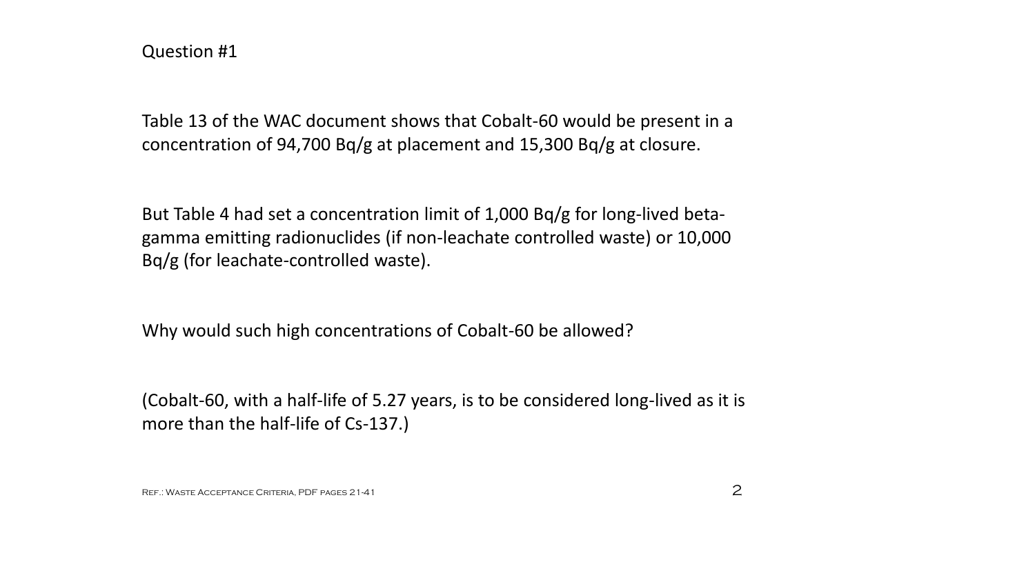Question #1

Table 13 of the WAC document shows that Cobalt-60 would be present in a concentration of 94,700 Bq/g at placement and 15,300 Bq/g at closure.

But Table 4 had set a concentration limit of 1,000 Bq/g for long-lived beta-gamma emitting radionuclides (if non-leachate controlled waste) or 10,000 Bq/g (for leachate-controlled waste).

Why would such high concentrations of Cobalt-60 be allowed?

(Cobalt-60, with a half-life of 5.27 years, is to be considered long-lived as it is more than the half-life of Cs-137.)

Ref.: Waste Acceptance Criteria, PDF pages 21-41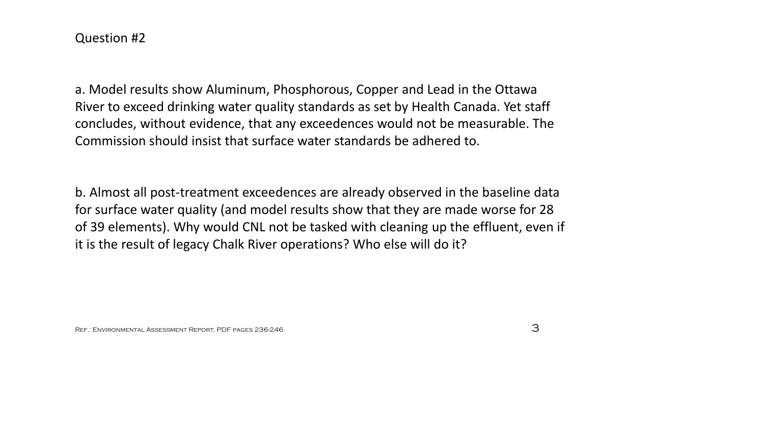Question #2

a. Model results show Aluminum, Phosphorous, Copper and Lead in the Ottawa River to exceed drinking water quality standards as set by Health Canada. Yet staff concludes, without evidence, that any exceedences would not be measurable. The Commission should insist that surface water standards be adhered to.

b. Almost all post-treatment exceedences are already observed in the baseline data for surface water quality (and model results show that they are made worse for 28 of 39 elements). Why would CNL not be tasked with cleaning up the effluent, even if it is the result of legacy Chalk River operations? Who else will do it?

Ref.: Environmental Assessment Report, PDF pages 236-246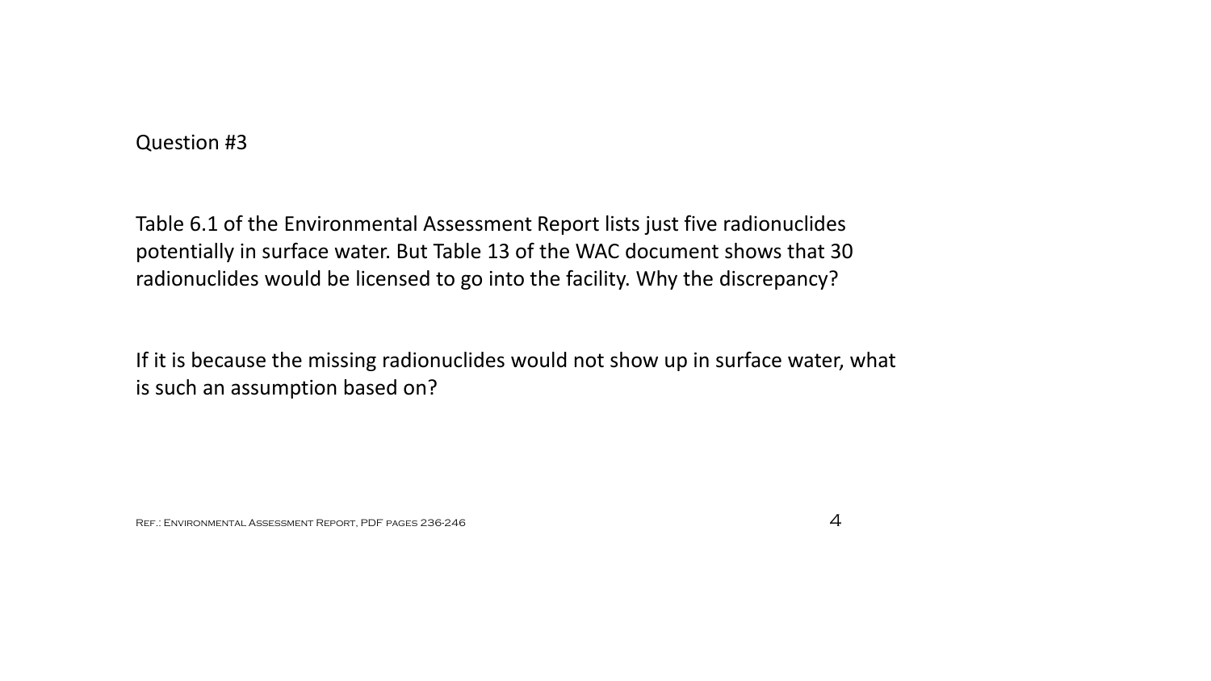Question #3

Table 6.1 of the Environmental Assessment Report lists just five radionuclides potentially in surface water. But Table 13 of the WAC document shows that 30 radionuclides would be licensed to go into the facility. Why the discrepancy?

If it is because the missing radionuclides would not show up in surface water, what is such an assumption based on?

Ref.: Environmental Assessment Report, PDF pages 236-246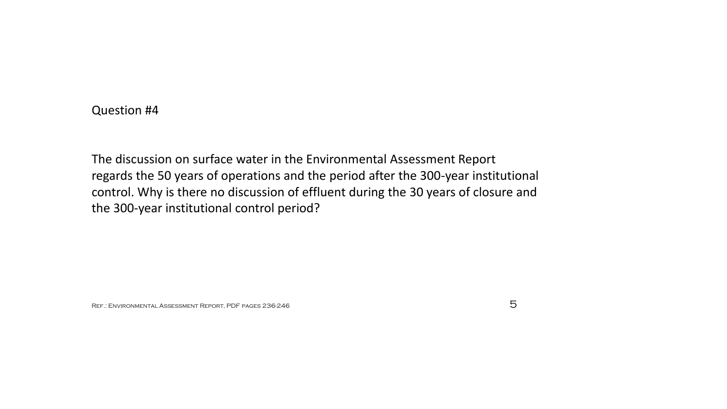Question #4

The discussion on surface water in the Environmental Assessment Report regards the 50 years of operations and the period after the 300-year institutional control. Why is there no discussion of effluent during the 30 years of closure and the 300-year institutional control period?

Ref.: Environmental Assessment Report, PDF pages 236-246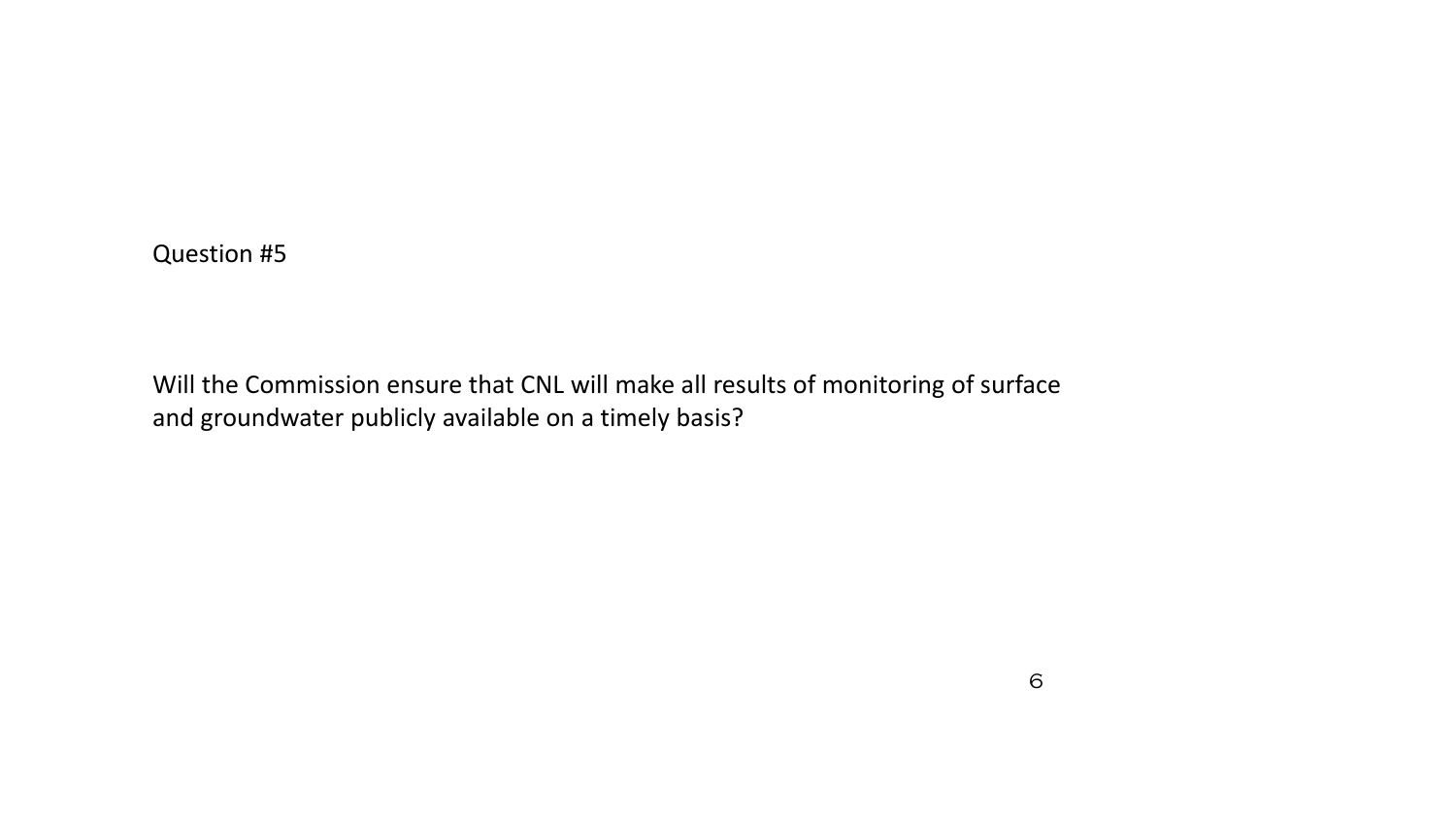Question #5

Will the Commission ensure that CNL will make all results of monitoring of surface and groundwater publicly available on a timely basis?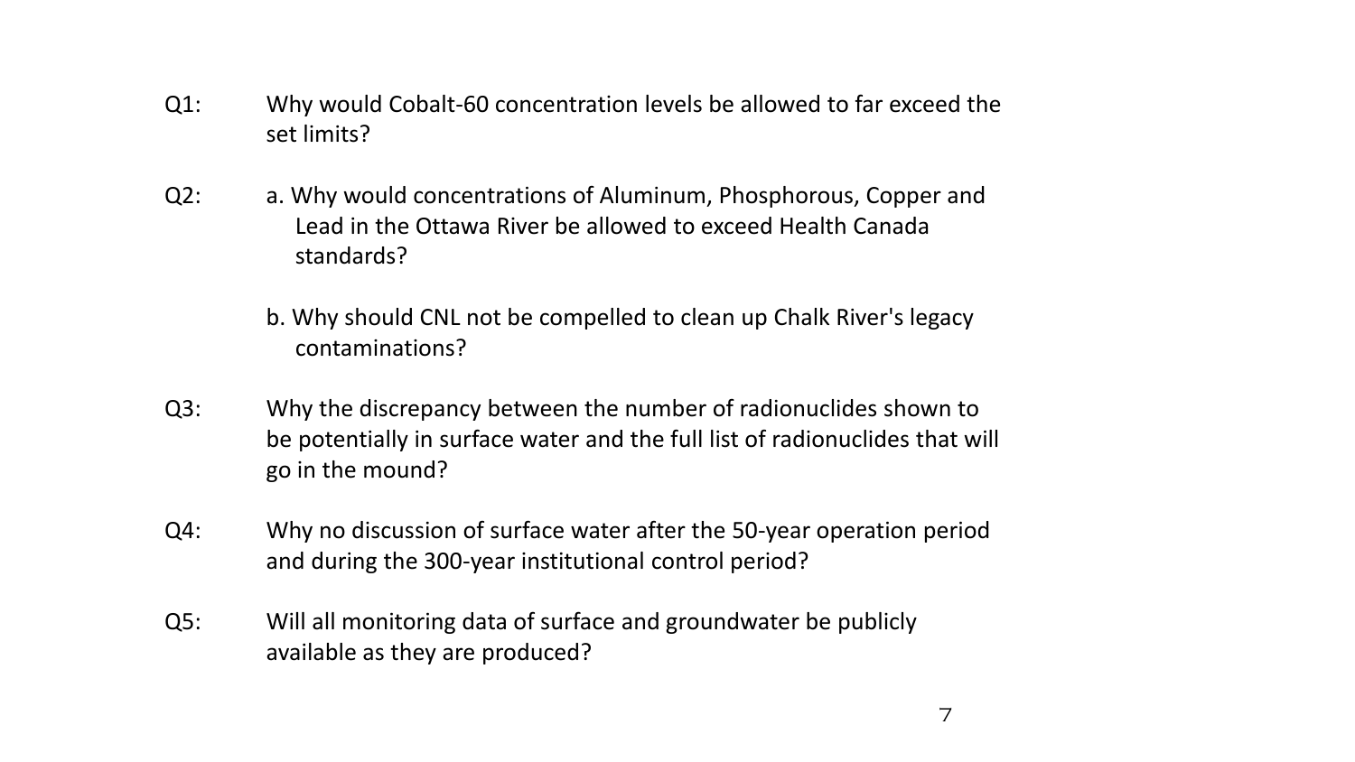Q1: Why would Cobalt-60 concentration levels be allowed to far exceed the set limits?

Q2: a. Why would concentrations of Aluminum, Phosphorous, Copper and Lead in the Ottawa River be allowed to exceed Health Canada standards?

b. Why should CNL not be compelled to clean up Chalk River's legacy contaminations?

Q3: Why the discrepancy between the number of radionuclides shown to be potentially in surface water and the full list of radionuclides that will go in the mound?

Q4: Why no discussion of surface water after the 50-year operation period and during the 300-year institutional control period?

Q5: Will all monitoring data of surface and groundwater be publicly available as they are produced?